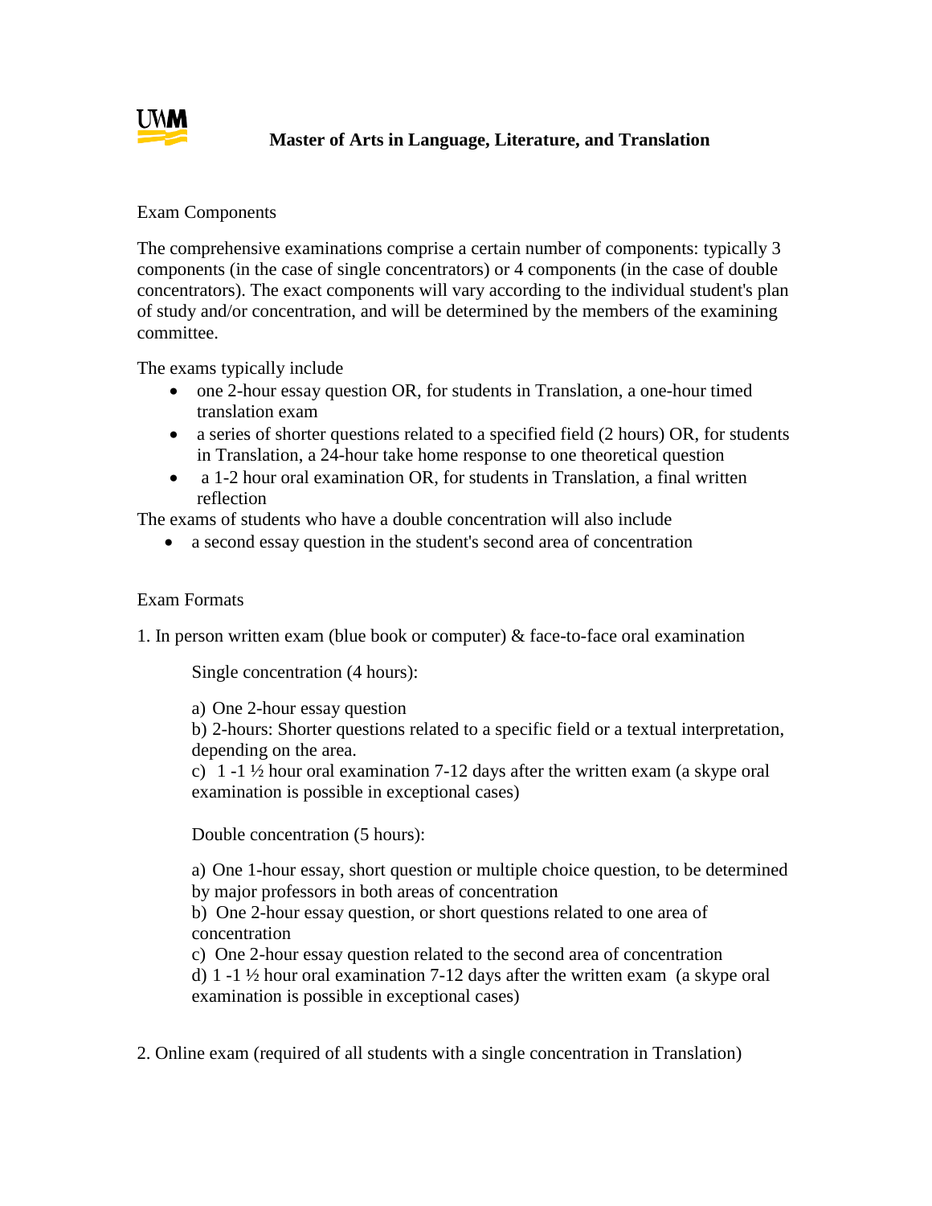# Master of Arts in Language, Literature, and Translation

## Exam Components

The comprehensive examinations comprise a certain number of components: typically 3 components (in the case of single concentrators) or 4 components (in the case of double concentrators). The exact components will vary according to the individual student's plan of study and/or concentration, and will be determined by the members of the examining committee.

The exams typically include

- one 2-hour essay question OR, for students in Translation, a one-hour timed translation exam
- a series of shorter questions related to a specified field (2 hours) OR, for students in Translation, a 24-hour take home response to one theoretical question
- a 1-2 hour oral examination OR, for students in Translation, a final written reflection

The exams of students who have a double concentration will also include

- a second essay question in the student's second area of concentration

## Exam Formats

1. In person written exam (blue book or computer) & face-to-face oral examination

   Single concentration (4 hours):

   a) One 2-hour essay question
   b) 2-hours: Shorter questions related to a specific field or a textual interpretation, depending on the area.
   c) 1 -1 ½ hour oral examination 7-12 days after the written exam (a skype oral examination is possible in exceptional cases)

   Double concentration (5 hours):

   a) One 1-hour essay, short question or multiple choice question, to be determined by major professors in both areas of concentration
   b) One 2-hour essay question, or short questions related to one area of concentration
   c) One 2-hour essay question related to the second area of concentration
   d) 1 -1 ½ hour oral examination 7-12 days after the written exam (a skype oral examination is possible in exceptional cases)

2. Online exam (required of all students with a single concentration in Translation)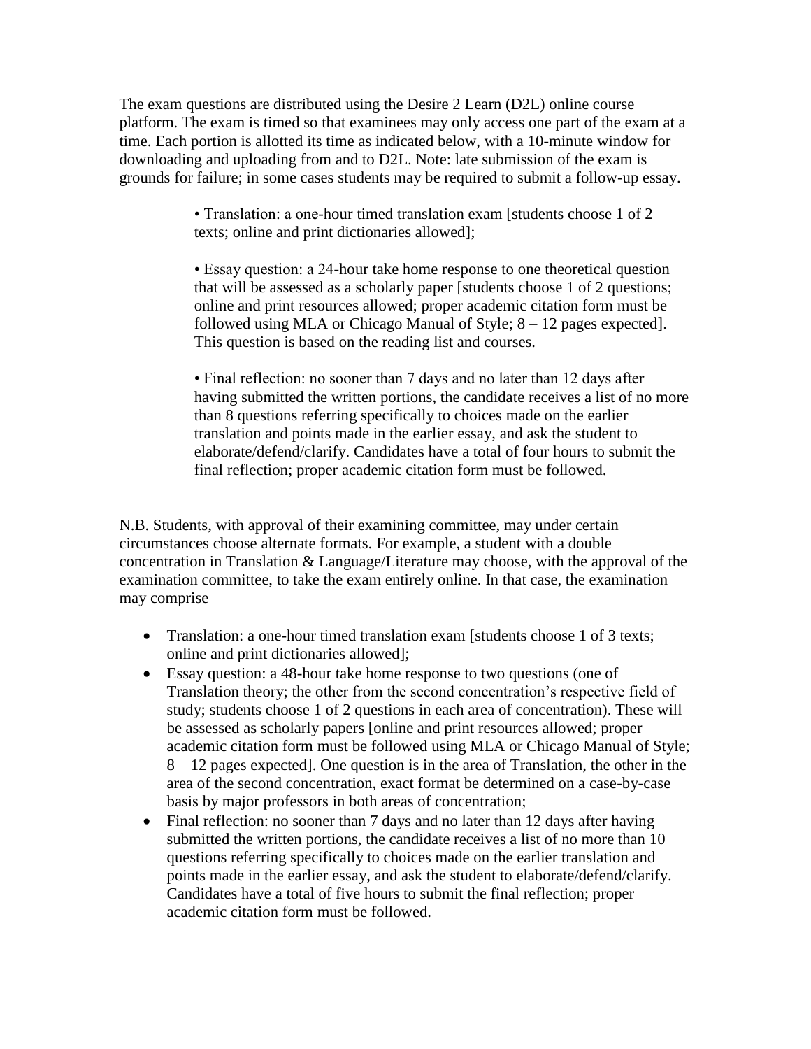The exam questions are distributed using the Desire 2 Learn (D2L) online course platform. The exam is timed so that examinees may only access one part of the exam at a time. Each portion is allotted its time as indicated below, with a 10-minute window for downloading and uploading from and to D2L. Note: late submission of the exam is grounds for failure; in some cases students may be required to submit a follow-up essay.

> • Translation: a one-hour timed translation exam [students choose 1 of 2 texts; online and print dictionaries allowed];
>
> • Essay question: a 24-hour take home response to one theoretical question that will be assessed as a scholarly paper [students choose 1 of 2 questions; online and print resources allowed; proper academic citation form must be followed using MLA or Chicago Manual of Style; 8 – 12 pages expected]. This question is based on the reading list and courses.
>
> • Final reflection: no sooner than 7 days and no later than 12 days after having submitted the written portions, the candidate receives a list of no more than 8 questions referring specifically to choices made on the earlier translation and points made in the earlier essay, and ask the student to elaborate/defend/clarify. Candidates have a total of four hours to submit the final reflection; proper academic citation form must be followed.

N.B. Students, with approval of their examining committee, may under certain circumstances choose alternate formats. For example, a student with a double concentration in Translation & Language/Literature may choose, with the approval of the examination committee, to take the exam entirely online. In that case, the examination may comprise

- Translation: a one-hour timed translation exam [students choose 1 of 3 texts; online and print dictionaries allowed];
- Essay question: a 48-hour take home response to two questions (one of Translation theory; the other from the second concentration's respective field of study; students choose 1 of 2 questions in each area of concentration). These will be assessed as scholarly papers [online and print resources allowed; proper academic citation form must be followed using MLA or Chicago Manual of Style; 8 – 12 pages expected]. One question is in the area of Translation, the other in the area of the second concentration, exact format be determined on a case-by-case basis by major professors in both areas of concentration;
- Final reflection: no sooner than 7 days and no later than 12 days after having submitted the written portions, the candidate receives a list of no more than 10 questions referring specifically to choices made on the earlier translation and points made in the earlier essay, and ask the student to elaborate/defend/clarify. Candidates have a total of five hours to submit the final reflection; proper academic citation form must be followed.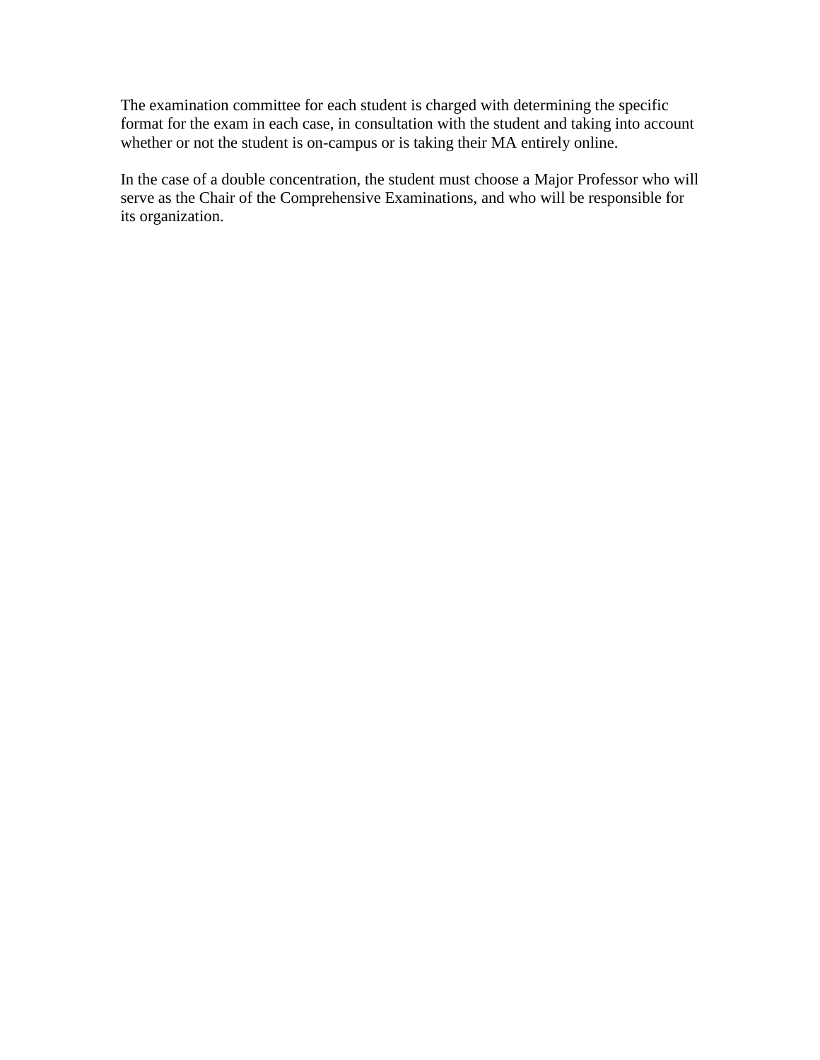The examination committee for each student is charged with determining the specific format for the exam in each case, in consultation with the student and taking into account whether or not the student is on-campus or is taking their MA entirely online.

In the case of a double concentration, the student must choose a Major Professor who will serve as the Chair of the Comprehensive Examinations, and who will be responsible for its organization.